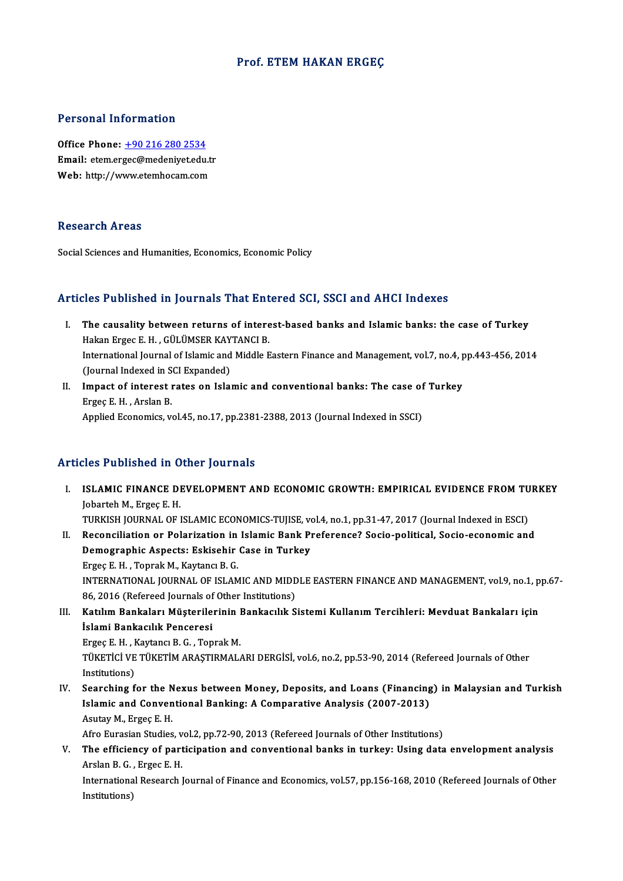# Prof. ETEM HAKAN ERGEÇ

## Personal Information

**Office Phone:** +90 216 280 2534
**Email:** etem.ergec@medeniyet.edu.tr
**Web:** http://www.etemhocam.com

## Research Areas

Social Sciences and Humanities, Economics, Economic Policy

## Articles Published in Journals That Entered SCI, SSCI and AHCI Indexes

I. **The causality between returns of interest-based banks and Islamic banks: the case of Turkey**
Hakan Ergec E. H. , GÜLÜMSER KAYTANCI B.
International Journal of Islamic and Middle Eastern Finance and Management, vol.7, no.4, pp.443-456, 2014 (Journal Indexed in SCI Expanded)

II. **Impact of interest rates on Islamic and conventional banks: The case of Turkey**
Ergeç E. H. , Arslan B.
Applied Economics, vol.45, no.17, pp.2381-2388, 2013 (Journal Indexed in SSCI)

## Articles Published in Other Journals

I. **ISLAMIC FINANCE DEVELOPMENT AND ECONOMIC GROWTH: EMPIRICAL EVIDENCE FROM TURKEY**
Jobarteh M., Ergeç E. H.
TURKISH JOURNAL OF ISLAMIC ECONOMICS-TUJISE, vol.4, no.1, pp.31-47, 2017 (Journal Indexed in ESCI)

II. **Reconciliation or Polarization in Islamic Bank Preference? Socio-political, Socio-economic and Demographic Aspects: Eskisehir Case in Turkey**
Ergeç E. H. , Toprak M., Kaytancı B. G.
INTERNATIONAL JOURNAL OF ISLAMIC AND MIDDLE EASTERN FINANCE AND MANAGEMENT, vol.9, no.1, pp.67-86, 2016 (Refereed Journals of Other Institutions)

III. **Katılım Bankaları Müşterilerinin Bankacılık Sistemi Kullanım Tercihleri: Mevduat Bankaları için İslami Bankacılık Penceresi**
Ergeç E. H. , Kaytancı B. G. , Toprak M.
TÜKETİCİ VE TÜKETİM ARAŞTIRMALARI DERGİSİ, vol.6, no.2, pp.53-90, 2014 (Refereed Journals of Other Institutions)

IV. **Searching for the Nexus between Money, Deposits, and Loans (Financing) in Malaysian and Turkish Islamic and Conventional Banking: A Comparative Analysis (2007-2013)**
Asutay M., Ergeç E. H.
Afro Eurasian Studies, vol.2, pp.72-90, 2013 (Refereed Journals of Other Institutions)

V. **The efficiency of participation and conventional banks in turkey: Using data envelopment analysis**
Arslan B. G. , Ergec E. H.
International Research Journal of Finance and Economics, vol.57, pp.156-168, 2010 (Refereed Journals of Other Institutions)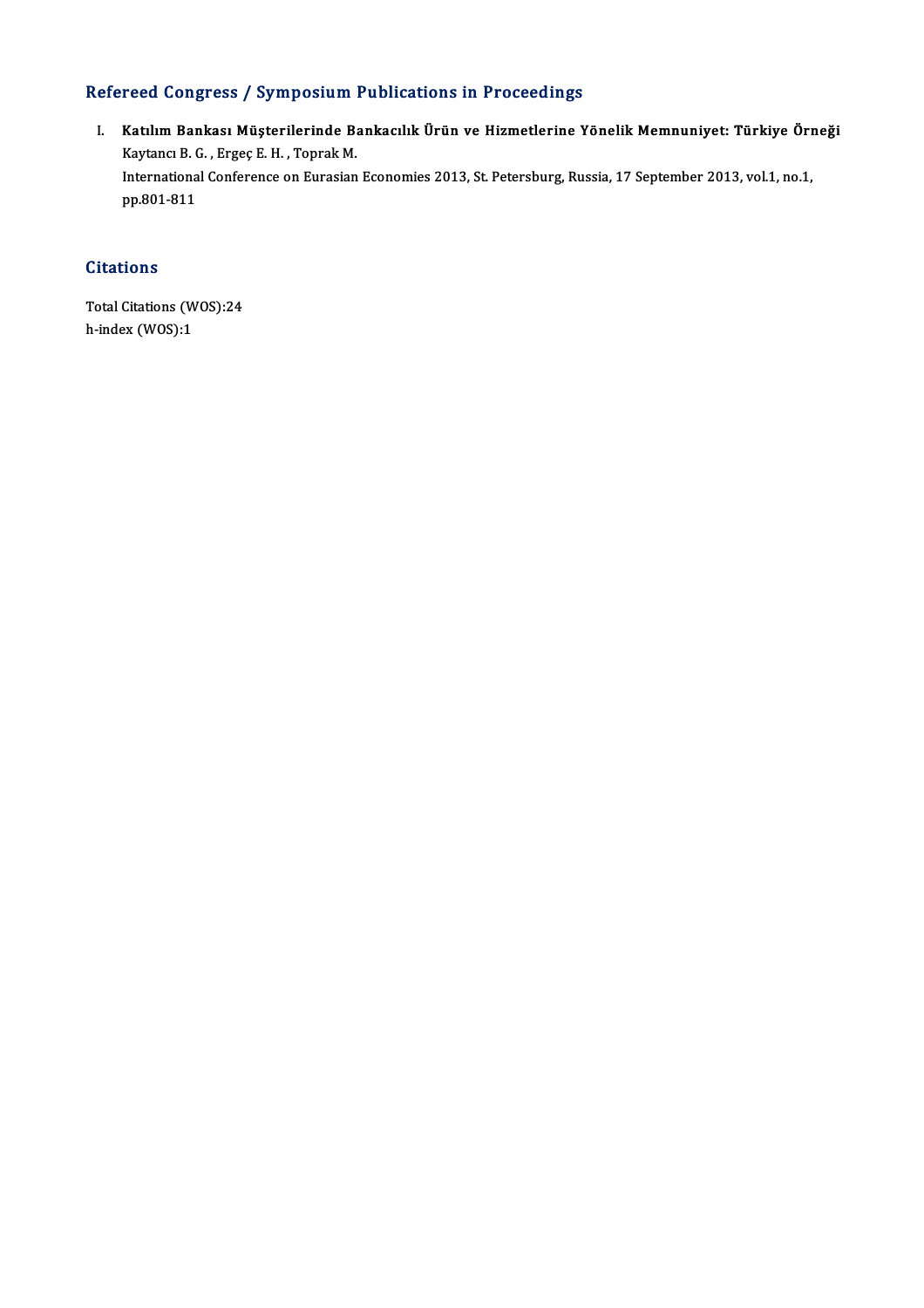## Refereed Congress / Symposium Publications in Proceedings

I. **Katılım Bankası Müşterilerinde Bankacılık Ürün ve Hizmetlerine Yönelik Memnuniyet: Türkiye Örneği**
   Kaytancı B. G. , Ergeç E. H. , Toprak M.
   International Conference on Eurasian Economies 2013, St. Petersburg, Russia, 17 September 2013, vol.1, no.1, pp.801-811

## Citations

Total Citations (WOS):24
h-index (WOS):1